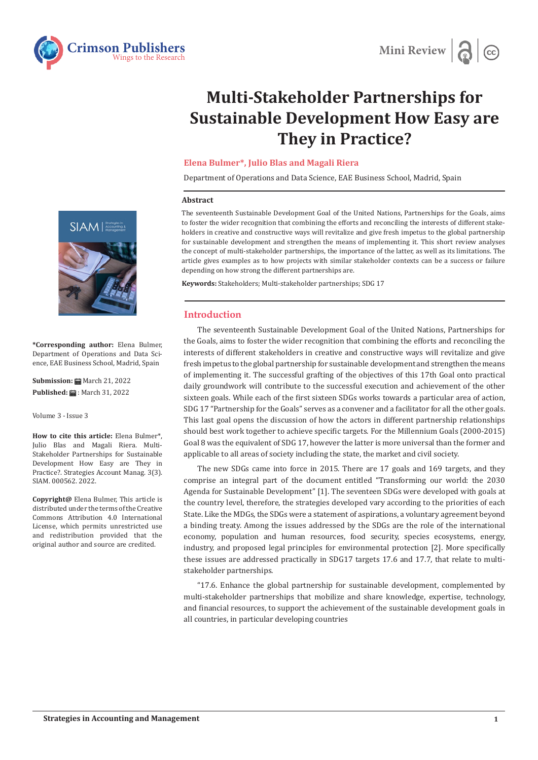# Multi-Stakeholder Partnerships for Sustainable Development How Easy are They in Practice?

**Elena Bulmer*, Julio Blas and Magali Riera**

Department of Operations and Data Science, EAE Business School, Madrid, Spain

**\*Corresponding author:** Elena Bulmer, Department of Operations and Data Science, EAE Business School, Madrid, Spain

**Submission:** March 21, 2022

**Published:** March 31, 2022

Volume 3 - Issue 3

**How to cite this article:** Elena Bulmer*, Julio Blas and Magali Riera. Multi-Stakeholder Partnerships for Sustainable Development How Easy are They in Practice?. Strategies Account Manag. 3(3). SIAM. 000562. 2022.

**Copyright@** Elena Bulmer, This article is distributed under the terms of the Creative Commons Attribution 4.0 International License, which permits unrestricted use and redistribution provided that the original author and source are credited.

## Abstract

The seventeenth Sustainable Development Goal of the United Nations, Partnerships for the Goals, aims to foster the wider recognition that combining the efforts and reconciling the interests of different stakeholders in creative and constructive ways will revitalize and give fresh impetus to the global partnership for sustainable development and strengthen the means of implementing it. This short review analyses the concept of multi-stakeholder partnerships, the importance of the latter, as well as its limitations. The article gives examples as to how projects with similar stakeholder contexts can be a success or failure depending on how strong the different partnerships are.

**Keywords:** Stakeholders; Multi-stakeholder partnerships; SDG 17

## Introduction

The seventeenth Sustainable Development Goal of the United Nations, Partnerships for the Goals, aims to foster the wider recognition that combining the efforts and reconciling the interests of different stakeholders in creative and constructive ways will revitalize and give fresh impetus to the global partnership for sustainable development and strengthen the means of implementing it. The successful grafting of the objectives of this 17th Goal onto practical daily groundwork will contribute to the successful execution and achievement of the other sixteen goals. While each of the first sixteen SDGs works towards a particular area of action, SDG 17 "Partnership for the Goals" serves as a convener and a facilitator for all the other goals. This last goal opens the discussion of how the actors in different partnership relationships should best work together to achieve specific targets. For the Millennium Goals (2000-2015) Goal 8 was the equivalent of SDG 17, however the latter is more universal than the former and applicable to all areas of society including the state, the market and civil society.

The new SDGs came into force in 2015. There are 17 goals and 169 targets, and they comprise an integral part of the document entitled "Transforming our world: the 2030 Agenda for Sustainable Development" [1]. The seventeen SDGs were developed with goals at the country level, therefore, the strategies developed vary according to the priorities of each State. Like the MDGs, the SDGs were a statement of aspirations, a voluntary agreement beyond a binding treaty. Among the issues addressed by the SDGs are the role of the international economy, population and human resources, food security, species ecosystems, energy, industry, and proposed legal principles for environmental protection [2]. More specifically these issues are addressed practically in SDG17 targets 17.6 and 17.7, that relate to multi-stakeholder partnerships.

"17.6. Enhance the global partnership for sustainable development, complemented by multi-stakeholder partnerships that mobilize and share knowledge, expertise, technology, and financial resources, to support the achievement of the sustainable development goals in all countries, in particular developing countries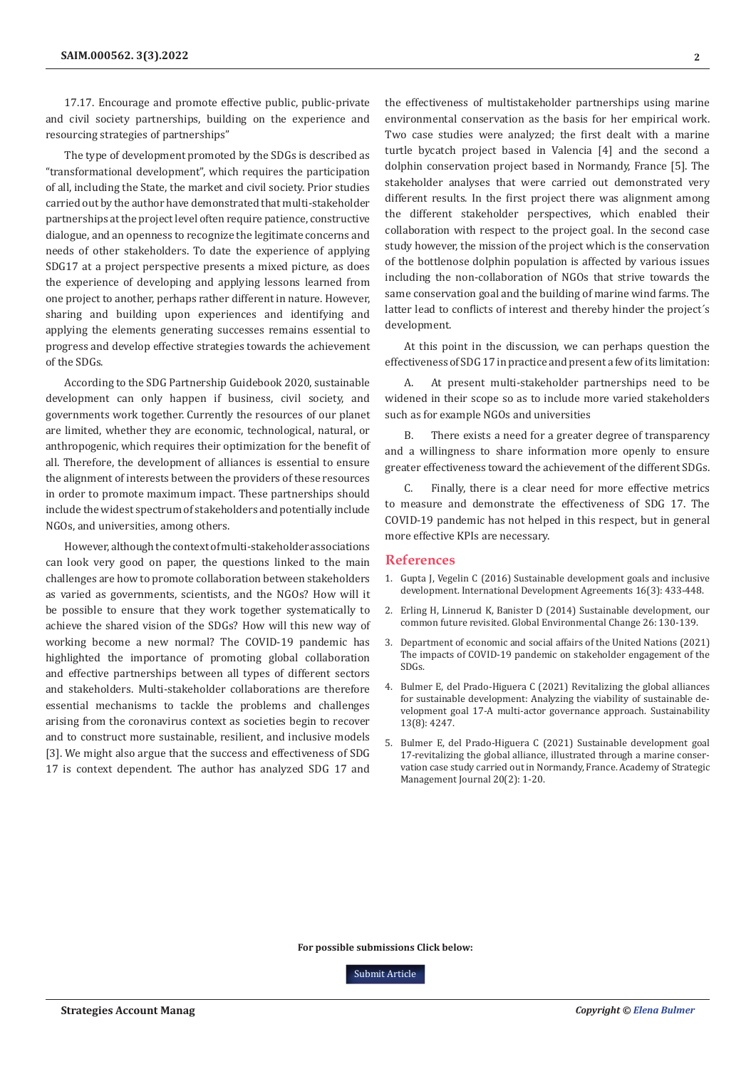17.17. Encourage and promote effective public, public-private and civil society partnerships, building on the experience and resourcing strategies of partnerships"

The type of development promoted by the SDGs is described as "transformational development", which requires the participation of all, including the State, the market and civil society. Prior studies carried out by the author have demonstrated that multi-stakeholder partnerships at the project level often require patience, constructive dialogue, and an openness to recognize the legitimate concerns and needs of other stakeholders. To date the experience of applying SDG17 at a project perspective presents a mixed picture, as does the experience of developing and applying lessons learned from one project to another, perhaps rather different in nature. However, sharing and building upon experiences and identifying and applying the elements generating successes remains essential to progress and develop effective strategies towards the achievement of the SDGs.

According to the SDG Partnership Guidebook 2020, sustainable development can only happen if business, civil society, and governments work together. Currently the resources of our planet are limited, whether they are economic, technological, natural, or anthropogenic, which requires their optimization for the benefit of all. Therefore, the development of alliances is essential to ensure the alignment of interests between the providers of these resources in order to promote maximum impact. These partnerships should include the widest spectrum of stakeholders and potentially include NGOs, and universities, among others.

However, although the context of multi-stakeholder associations can look very good on paper, the questions linked to the main challenges are how to promote collaboration between stakeholders as varied as governments, scientists, and the NGOs? How will it be possible to ensure that they work together systematically to achieve the shared vision of the SDGs? How will this new way of working become a new normal? The COVID-19 pandemic has highlighted the importance of promoting global collaboration and effective partnerships between all types of different sectors and stakeholders. Multi-stakeholder collaborations are therefore essential mechanisms to tackle the problems and challenges arising from the coronavirus context as societies begin to recover and to construct more sustainable, resilient, and inclusive models [3]. We might also argue that the success and effectiveness of SDG 17 is context dependent. The author has analyzed SDG 17 and the effectiveness of multistakeholder partnerships using marine environmental conservation as the basis for her empirical work. Two case studies were analyzed; the first dealt with a marine turtle bycatch project based in Valencia [4] and the second a dolphin conservation project based in Normandy, France [5]. The stakeholder analyses that were carried out demonstrated very different results. In the first project there was alignment among the different stakeholder perspectives, which enabled their collaboration with respect to the project goal. In the second case study however, the mission of the project which is the conservation of the bottlenose dolphin population is affected by various issues including the non-collaboration of NGOs that strive towards the same conservation goal and the building of marine wind farms. The latter lead to conflicts of interest and thereby hinder the project´s development.

At this point in the discussion, we can perhaps question the effectiveness of SDG 17 in practice and present a few of its limitation:

A. At present multi-stakeholder partnerships need to be widened in their scope so as to include more varied stakeholders such as for example NGOs and universities

B. There exists a need for a greater degree of transparency and a willingness to share information more openly to ensure greater effectiveness toward the achievement of the different SDGs.

C. Finally, there is a clear need for more effective metrics to measure and demonstrate the effectiveness of SDG 17. The COVID-19 pandemic has not helped in this respect, but in general more effective KPIs are necessary.

## References

1. Gupta J, Vegelin C (2016) Sustainable development goals and inclusive development. International Development Agreements 16(3): 433-448.
2. Erling H, Linnerud K, Banister D (2014) Sustainable development, our common future revisited. Global Environmental Change 26: 130-139.
3. Department of economic and social affairs of the United Nations (2021) The impacts of COVID-19 pandemic on stakeholder engagement of the SDGs.
4. Bulmer E, del Prado-Higuera C (2021) Revitalizing the global alliances for sustainable development: Analyzing the viability of sustainable development goal 17-A multi-actor governance approach. Sustainability 13(8): 4247.
5. Bulmer E, del Prado-Higuera C (2021) Sustainable development goal 17-revitalizing the global alliance, illustrated through a marine conservation case study carried out in Normandy, France. Academy of Strategic Management Journal 20(2): 1-20.

For possible submissions Click below:

Submit Article